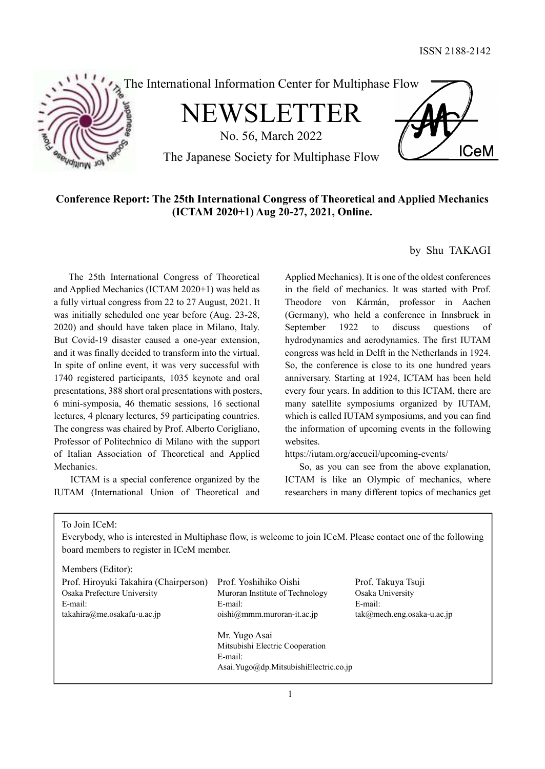ISSN 2188-2142

The International Information Center for Multiphase Flow

# NEWSLETTER

No. 56, March 2022

The Japanese Society for Multiphase Flow

## Conference Report: The 25th International Congress of Theoretical and Applied Mechanics (ICTAM 2020+1) Aug 20-27, 2021, Online.

by Shu TAKAGI

The 25th International Congress of Theoretical and Applied Mechanics (ICTAM 2020+1) was held as a fully virtual congress from 22 to 27 August, 2021. It was initially scheduled one year before (Aug. 23-28, 2020) and should have taken place in Milano, Italy. But Covid-19 disaster caused a one-year extension, and it was finally decided to transform into the virtual. In spite of online event, it was very successful with 1740 registered participants, 1035 keynote and oral presentations, 388 short oral presentations with posters, 6 mini-symposia, 46 thematic sessions, 16 sectional lectures, 4 plenary lectures, 59 participating countries. The congress was chaired by Prof. Alberto Corigliano, Professor of Politechnico di Milano with the support of Italian Association of Theoretical and Applied Mechanics.

ICTAM is a special conference organized by the IUTAM (International Union of Theoretical and Applied Mechanics). It is one of the oldest conferences in the field of mechanics. It was started with Prof. Theodore von Kármán, professor in Aachen (Germany), who held a conference in Innsbruck in September 1922 to discuss questions of hydrodynamics and aerodynamics. The first IUTAM congress was held in Delft in the Netherlands in 1924. So, the conference is close to its one hundred years anniversary. Starting at 1924, ICTAM has been held every four years. In addition to this ICTAM, there are many satellite symposiums organized by IUTAM, which is called IUTAM symposiums, and you can find the information of upcoming events in the following websites.

https://iutam.org/accueil/upcoming-events/

So, as you can see from the above explanation, ICTAM is like an Olympic of mechanics, where researchers in many different topics of mechanics get

---

To Join ICeM:

Everybody, who is interested in Multiphase flow, is welcome to join ICeM. Please contact one of the following board members to register in ICeM member.

Members (Editor):

Prof. Hiroyuki Takahira (Chairperson)
Osaka Prefecture University
E-mail:
takahira@me.osakafu-u.ac.jp

Prof. Yoshihiko Oishi
Muroran Institute of Technology
E-mail:
oishi@mmm.muroran-it.ac.jp

Prof. Takuya Tsuji
Osaka University
E-mail:
tak@mech.eng.osaka-u.ac.jp

Mr. Yugo Asai
Mitsubishi Electric Cooperation
E-mail:
Asai.Yugo@dp.MitsubishiElectric.co.jp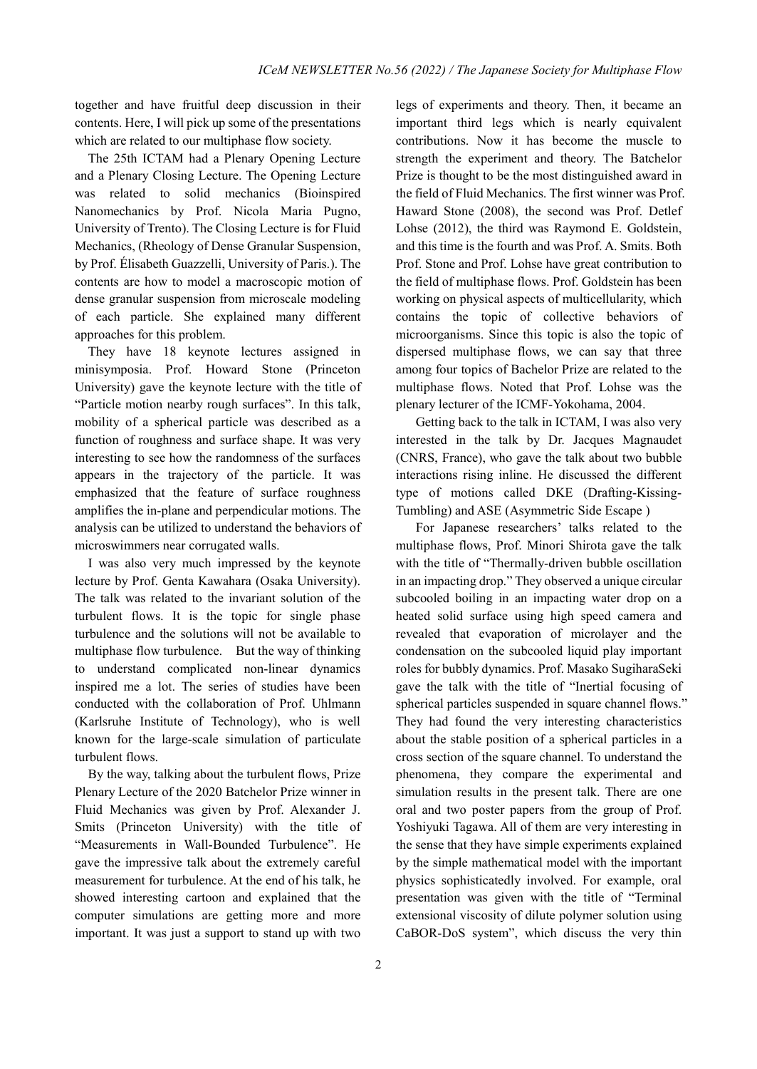together and have fruitful deep discussion in their contents. Here, I will pick up some of the presentations which are related to our multiphase flow society.

The 25th ICTAM had a Plenary Opening Lecture and a Plenary Closing Lecture. The Opening Lecture was related to solid mechanics (Bioinspired Nanomechanics by Prof. Nicola Maria Pugno, University of Trento). The Closing Lecture is for Fluid Mechanics, (Rheology of Dense Granular Suspension, by Prof. Élisabeth Guazzelli, University of Paris.). The contents are how to model a macroscopic motion of dense granular suspension from microscale modeling of each particle. She explained many different approaches for this problem.

They have 18 keynote lectures assigned in minisymposia. Prof. Howard Stone (Princeton University) gave the keynote lecture with the title of "Particle motion nearby rough surfaces". In this talk, mobility of a spherical particle was described as a function of roughness and surface shape. It was very interesting to see how the randomness of the surfaces appears in the trajectory of the particle. It was emphasized that the feature of surface roughness amplifies the in-plane and perpendicular motions. The analysis can be utilized to understand the behaviors of microswimmers near corrugated walls.

I was also very much impressed by the keynote lecture by Prof. Genta Kawahara (Osaka University). The talk was related to the invariant solution of the turbulent flows. It is the topic for single phase turbulence and the solutions will not be available to multiphase flow turbulence. But the way of thinking to understand complicated non-linear dynamics inspired me a lot. The series of studies have been conducted with the collaboration of Prof. Uhlmann (Karlsruhe Institute of Technology), who is well known for the large-scale simulation of particulate turbulent flows.

By the way, talking about the turbulent flows, Prize Plenary Lecture of the 2020 Batchelor Prize winner in Fluid Mechanics was given by Prof. Alexander J. Smits (Princeton University) with the title of "Measurements in Wall-Bounded Turbulence". He gave the impressive talk about the extremely careful measurement for turbulence. At the end of his talk, he showed interesting cartoon and explained that the computer simulations are getting more and more important. It was just a support to stand up with two legs of experiments and theory. Then, it became an important third legs which is nearly equivalent contributions. Now it has become the muscle to strength the experiment and theory. The Batchelor Prize is thought to be the most distinguished award in the field of Fluid Mechanics. The first winner was Prof. Haward Stone (2008), the second was Prof. Detlef Lohse (2012), the third was Raymond E. Goldstein, and this time is the fourth and was Prof. A. Smits. Both Prof. Stone and Prof. Lohse have great contribution to the field of multiphase flows. Prof. Goldstein has been working on physical aspects of multicellularity, which contains the topic of collective behaviors of microorganisms. Since this topic is also the topic of dispersed multiphase flows, we can say that three among four topics of Bachelor Prize are related to the multiphase flows. Noted that Prof. Lohse was the plenary lecturer of the ICMF-Yokohama, 2004.

Getting back to the talk in ICTAM, I was also very interested in the talk by Dr. Jacques Magnaudet (CNRS, France), who gave the talk about two bubble interactions rising inline. He discussed the different type of motions called DKE (Drafting-Kissing-Tumbling) and ASE (Asymmetric Side Escape )

For Japanese researchers' talks related to the multiphase flows, Prof. Minori Shirota gave the talk with the title of "Thermally-driven bubble oscillation in an impacting drop." They observed a unique circular subcooled boiling in an impacting water drop on a heated solid surface using high speed camera and revealed that evaporation of microlayer and the condensation on the subcooled liquid play important roles for bubbly dynamics. Prof. Masako SugiharaSeki gave the talk with the title of "Inertial focusing of spherical particles suspended in square channel flows." They had found the very interesting characteristics about the stable position of a spherical particles in a cross section of the square channel. To understand the phenomena, they compare the experimental and simulation results in the present talk. There are one oral and two poster papers from the group of Prof. Yoshiyuki Tagawa. All of them are very interesting in the sense that they have simple experiments explained by the simple mathematical model with the important physics sophisticatedly involved. For example, oral presentation was given with the title of "Terminal extensional viscosity of dilute polymer solution using CaBOR-DoS system", which discuss the very thin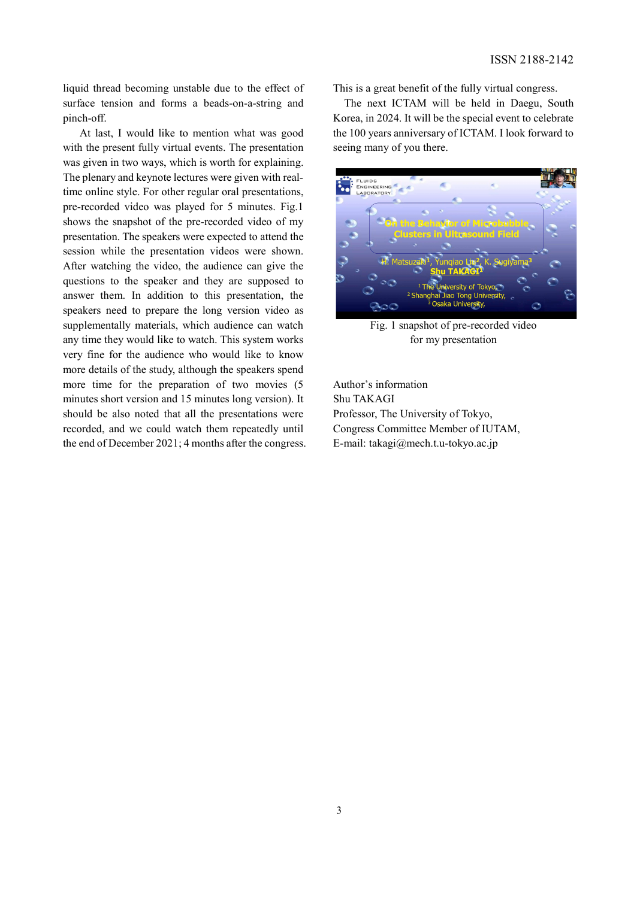liquid thread becoming unstable due to the effect of surface tension and forms a beads-on-a-string and pinch-off.

At last, I would like to mention what was good with the present fully virtual events. The presentation was given in two ways, which is worth for explaining. The plenary and keynote lectures were given with real-time online style. For other regular oral presentations, pre-recorded video was played for 5 minutes. Fig.1 shows the snapshot of the pre-recorded video of my presentation. The speakers were expected to attend the session while the presentation videos were shown. After watching the video, the audience can give the questions to the speaker and they are supposed to answer them. In addition to this presentation, the speakers need to prepare the long version video as supplementally materials, which audience can watch any time they would like to watch. This system works very fine for the audience who would like to know more details of the study, although the speakers spend more time for the preparation of two movies (5 minutes short version and 15 minutes long version). It should be also noted that all the presentations were recorded, and we could watch them repeatedly until the end of December 2021; 4 months after the congress. This is a great benefit of the fully virtual congress.

The next ICTAM will be held in Daegu, South Korea, in 2024. It will be the special event to celebrate the 100 years anniversary of ICTAM. I look forward to seeing many of you there.

Fig. 1 snapshot of pre-recorded video for my presentation

Author's information
Shu TAKAGI
Professor, The University of Tokyo,
Congress Committee Member of IUTAM,
E-mail: takagi@mech.t.u-tokyo.ac.jp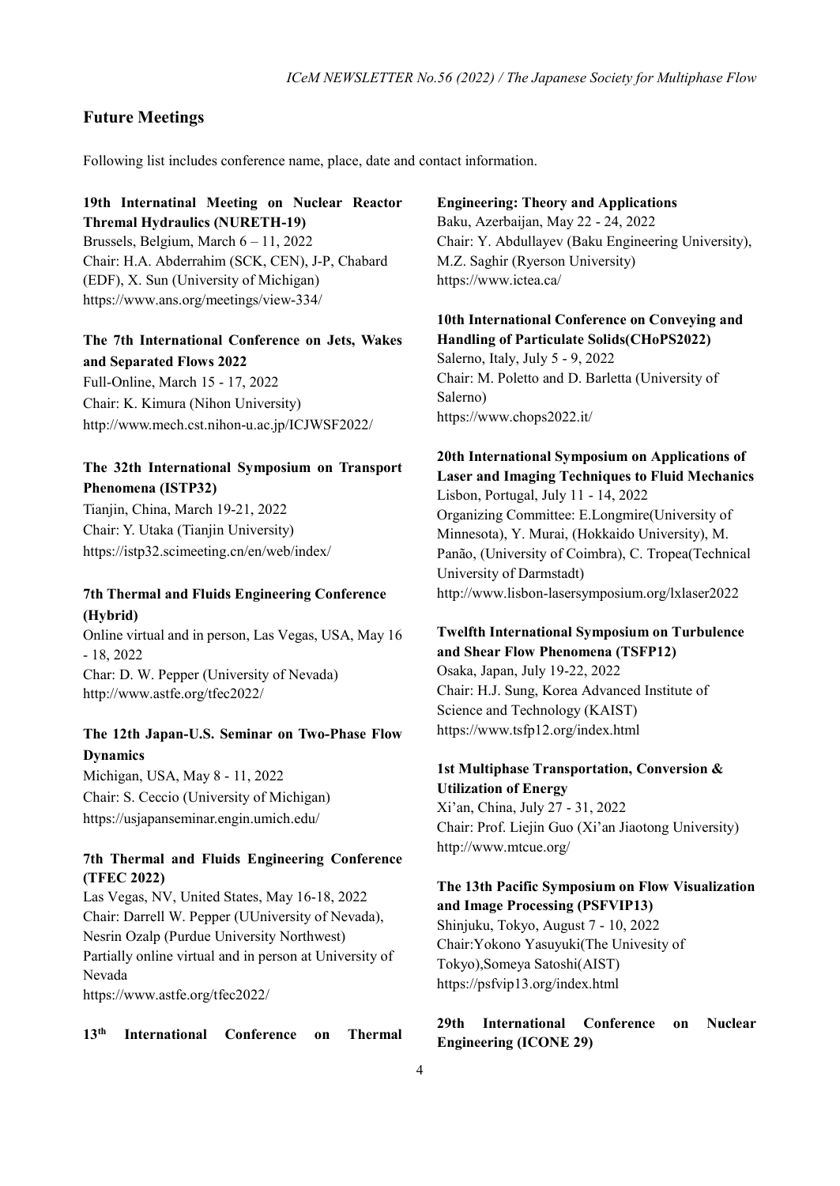## Future Meetings

Following list includes conference name, place, date and contact information.

**19th Internatinal Meeting on Nuclear Reactor Thremal Hydraulics (NURETH-19)**
Brussels, Belgium, March 6 – 11, 2022
Chair: H.A. Abderrahim (SCK, CEN), J-P, Chabard (EDF), X. Sun (University of Michigan)
https://www.ans.org/meetings/view-334/

**The 7th International Conference on Jets, Wakes and Separated Flows 2022**
Full-Online, March 15 - 17, 2022
Chair: K. Kimura (Nihon University)
http://www.mech.cst.nihon-u.ac.jp/ICJWSF2022/

**The 32th International Symposium on Transport Phenomena (ISTP32)**
Tianjin, China, March 19-21, 2022
Chair: Y. Utaka (Tianjin University)
https://istp32.scimeeting.cn/en/web/index/

**7th Thermal and Fluids Engineering Conference (Hybrid)**
Online virtual and in person, Las Vegas, USA, May 16 - 18, 2022
Char: D. W. Pepper (University of Nevada)
http://www.astfe.org/tfec2022/

**The 12th Japan-U.S. Seminar on Two-Phase Flow Dynamics**
Michigan, USA, May 8 - 11, 2022
Chair: S. Ceccio (University of Michigan)
https://usjapanseminar.engin.umich.edu/

**7th Thermal and Fluids Engineering Conference (TFEC 2022)**
Las Vegas, NV, United States, May 16-18, 2022
Chair: Darrell W. Pepper (UUniversity of Nevada), Nesrin Ozalp (Purdue University Northwest)
Partially online virtual and in person at University of Nevada
https://www.astfe.org/tfec2022/

**13th International Conference on Thermal Engineering: Theory and Applications**
Baku, Azerbaijan, May 22 - 24, 2022
Chair: Y. Abdullayev (Baku Engineering University), M.Z. Saghir (Ryerson University)
https://www.ictea.ca/

**10th International Conference on Conveying and Handling of Particulate Solids(CHoPS2022)**
Salerno, Italy, July 5 - 9, 2022
Chair: M. Poletto and D. Barletta (University of Salerno)
https://www.chops2022.it/

**20th International Symposium on Applications of Laser and Imaging Techniques to Fluid Mechanics**
Lisbon, Portugal, July 11 - 14, 2022
Organizing Committee: E.Longmire(University of Minnesota), Y. Murai, (Hokkaido University), M. Panão, (University of Coimbra), C. Tropea(Technical University of Darmstadt)
http://www.lisbon-lasersymposium.org/lxlaser2022

**Twelfth International Symposium on Turbulence and Shear Flow Phenomena (TSFP12)**
Osaka, Japan, July 19-22, 2022
Chair: H.J. Sung, Korea Advanced Institute of Science and Technology (KAIST)
https://www.tsfp12.org/index.html

**1st Multiphase Transportation, Conversion & Utilization of Energy**
Xi'an, China, July 27 - 31, 2022
Chair: Prof. Liejin Guo (Xi'an Jiaotong University)
http://www.mtcue.org/

**The 13th Pacific Symposium on Flow Visualization and Image Processing (PSFVIP13)**
Shinjuku, Tokyo, August 7 - 10, 2022
Chair:Yokono Yasuyuki(The Univesity of Tokyo),Someya Satoshi(AIST)
https://psfvip13.org/index.html

**29th International Conference on Nuclear Engineering (ICONE 29)**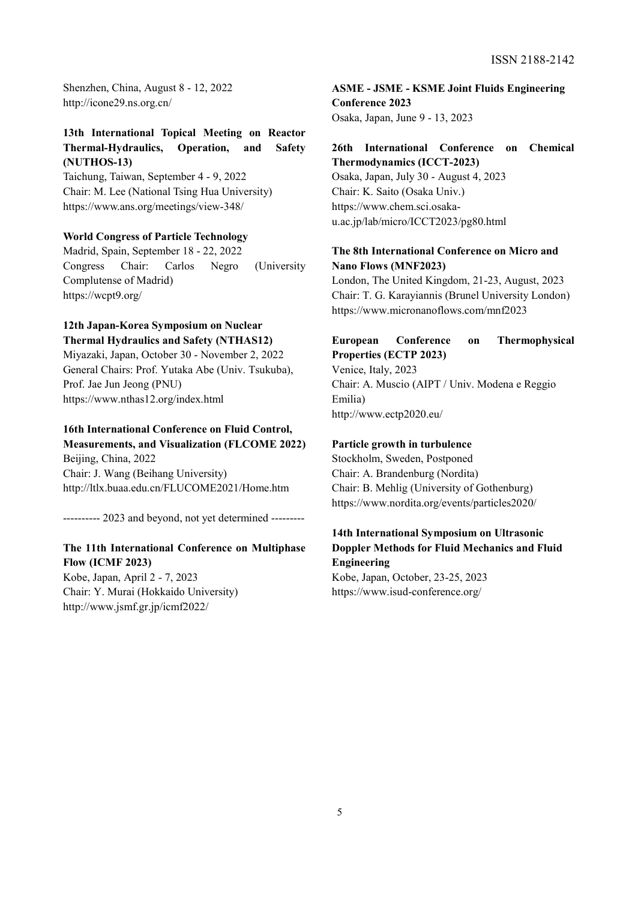Shenzhen, China, August 8 - 12, 2022
http://icone29.ns.org.cn/

**13th International Topical Meeting on Reactor Thermal-Hydraulics, Operation, and Safety (NUTHOS-13)**
Taichung, Taiwan, September 4 - 9, 2022
Chair: M. Lee (National Tsing Hua University)
https://www.ans.org/meetings/view-348/

**World Congress of Particle Technology**
Madrid, Spain, September 18 - 22, 2022
Congress Chair: Carlos Negro (University Complutense of Madrid)
https://wcpt9.org/

**12th Japan-Korea Symposium on Nuclear Thermal Hydraulics and Safety (NTHAS12)**
Miyazaki, Japan, October 30 - November 2, 2022
General Chairs: Prof. Yutaka Abe (Univ. Tsukuba), Prof. Jae Jun Jeong (PNU)
https://www.nthas12.org/index.html

**16th International Conference on Fluid Control, Measurements, and Visualization (FLCOME 2022)**
Beijing, China, 2022
Chair: J. Wang (Beihang University)
http://ltlx.buaa.edu.cn/FLUCOME2021/Home.htm

---------- 2023 and beyond, not yet determined ---------

**The 11th International Conference on Multiphase Flow (ICMF 2023)**
Kobe, Japan, April 2 - 7, 2023
Chair: Y. Murai (Hokkaido University)
http://www.jsmf.gr.jp/icmf2022/

**ASME - JSME - KSME Joint Fluids Engineering Conference 2023**
Osaka, Japan, June 9 - 13, 2023

**26th International Conference on Chemical Thermodynamics (ICCT-2023)**
Osaka, Japan, July 30 - August 4, 2023
Chair: K. Saito (Osaka Univ.)
https://www.chem.sci.osaka-u.ac.jp/lab/micro/ICCT2023/pg80.html

**The 8th International Conference on Micro and Nano Flows (MNF2023)**
London, The United Kingdom, 21-23, August, 2023
Chair: T. G. Karayiannis (Brunel University London)
https://www.micronanoflows.com/mnf2023

**European Conference on Thermophysical Properties (ECTP 2023)**
Venice, Italy, 2023
Chair: A. Muscio (AIPT / Univ. Modena e Reggio Emilia)
http://www.ectp2020.eu/

**Particle growth in turbulence**
Stockholm, Sweden, Postponed
Chair: A. Brandenburg (Nordita)
Chair: B. Mehlig (University of Gothenburg)
https://www.nordita.org/events/particles2020/

**14th International Symposium on Ultrasonic Doppler Methods for Fluid Mechanics and Fluid Engineering**
Kobe, Japan, October, 23-25, 2023
https://www.isud-conference.org/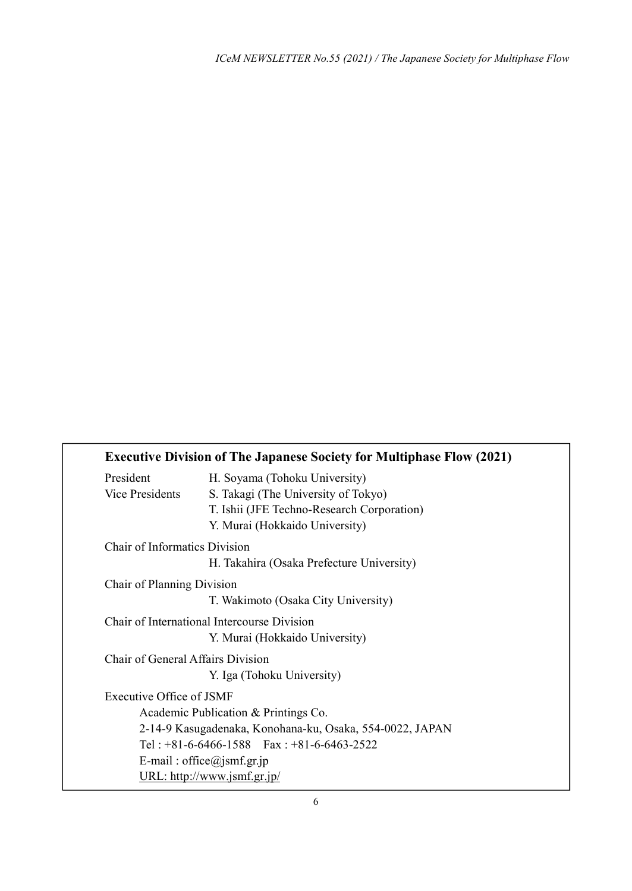## Executive Division of The Japanese Society for Multiphase Flow (2021)

President H. Soyama (Tohoku University)

Vice Presidents S. Takagi (The University of Tokyo)
T. Ishii (JFE Techno-Research Corporation)
Y. Murai (Hokkaido University)

Chair of Informatics Division
H. Takahira (Osaka Prefecture University)

Chair of Planning Division
T. Wakimoto (Osaka City University)

Chair of International Intercourse Division
Y. Murai (Hokkaido University)

Chair of General Affairs Division
Y. Iga (Tohoku University)

Executive Office of JSMF
Academic Publication & Printings Co.
2-14-9 Kasugadenaka, Konohana-ku, Osaka, 554-0022, JAPAN
Tel : +81-6-6466-1588 Fax : +81-6-6463-2522
E-mail : office@jsmf.gr.jp
URL: http://www.jsmf.gr.jp/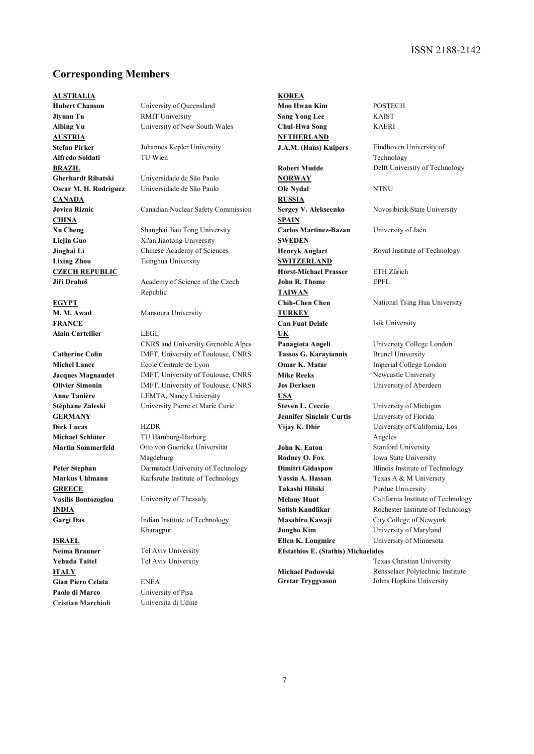## Corresponding Members

**AUSTRALIA**

**Hubert Chanson** University of Queensland
**Jiyuan Tu** RMIT University
**Aibing Yu** University of New South Wales

**AUSTRIA**

**Stefan Pirker** Johannes Kepler University
**Alfredo Soldati** TU Wien

**BRAZIL**

**Gherhardt Ribatski** Universidade de São Paulo
**Oscar M. H. Rodriguez** Universidade de São Paulo

**CANADA**

**Jovica Riznic** Canadian Nuclear Safety Commission

**CHINA**

**Xu Cheng** Shanghai Jiao Tong University
**Liejin Guo** Xi'an Jiaotong University
**Jinghai Li** Chinese Academy of Sciences
**Lixing Zhou** Tsinghua University

**CZECH REPUBLIC**

**Jiři Drahoš** Academy of Science of the Czech Republic

**EGYPT**

**M. M. Awad** Mansoura University

**FRANCE**

**Alain Cartellier** LEGI, CNRS and University Grenoble Alpes
**Catherine Colin** IMFT, University of Toulouse, CNRS
**Michel Lance** École Centrale de Lyon
**Jacques Magnaudet** IMFT, University of Toulouse, CNRS
**Olivier Simonin** IMFT, University of Toulouse, CNRS
**Anne Tanière** LEMTA, Nancy University
**Stéphane Zaleski** University Pierre et Marie Curie

**GERMANY**

**Dirk Lucas** HZDR
**Michael Schlüter** TU Hamburg-Harburg
**Martin Sommerfeld** Otto von Guericke Universität Magdeburg
**Peter Stephan** Darmstadt University of Technology
**Markus Uhlmann** Karlsruhe Institute of Technology

**GREECE**

**Vasilis Bontozoglou** University of Thessaly

**INDIA**

**Gargi Das** Indian Institute of Technology Kharagpur

**ISRAEL**

**Neima Brauner** Tel Aviv University
**Yehuda Taitel** Tel Aviv University

**ITALY**

**Gian Piero Celata** ENEA
**Paolo di Marco** University of Pisa
**Cristian Marchioli** Universita di Udine

**KOREA**

**Moo Hwan Kim** POSTECH
**Sang Yong Lee** KAIST
**Chul-Hwa Song** KAERI

**NETHERLAND**

**J.A.M. (Hans) Kuipers** Eindhoven University of Technology
**Robert Mudde** Delft University of Technology

**NORWAY**

**Ole Nydal** NTNU

**RUSSIA**

**Sergey V. Alekseenko** Novosibirsk State University

**SPAIN**

**Carlos Martinez-Bazan** University of Jaén

**SWEDEN**

**Henryk Anglart** Royal Institute of Technology

**SWITZERLAND**

**Horst-Michael Prasser** ETH Zürich
**John R. Thome** EPFL

**TAIWAN**

**Chih-Chen Chen** National Tsing Hua University

**TURKEY**

**Can Fuat Delale** Isik University

**UK**

**Panagiota Angeli** University College London
**Tassos G. Karayiannis** Brunel University
**Omar K. Matar** Imperial College London
**Mike Reeks** Newcastle University
**Jos Derksen** University of Aberdeen

**USA**

**Steven L. Ceccio** University of Michigan
**Jennifer Sinclair Curtis** University of Florida
**Vijay K. Dhir** University of California, Los Angeles
**John K. Eaton** Stanford University
**Rodney O. Fox** Iowa State University
**Dimitri Gidaspow** Illinois Institute of Technology
**Yassin A. Hassan** Texas A & M University
**Takashi Hibiki** Purdue University
**Melany Hunt** California Institute of Technology
**Satish Kandlikar** Rochester Institute of Technology
**Masahiro Kawaji** City College of Newyork
**Jungho Kim** University of Maryland
**Ellen K. Longmire** University of Minnesota
**Efstathios E. (Stathis) Michaelides** Texas Christian University
**Michael Podowski** Rensselaer Polytechnic Institute
**Gretar Tryggvason** Johns Hopkins University